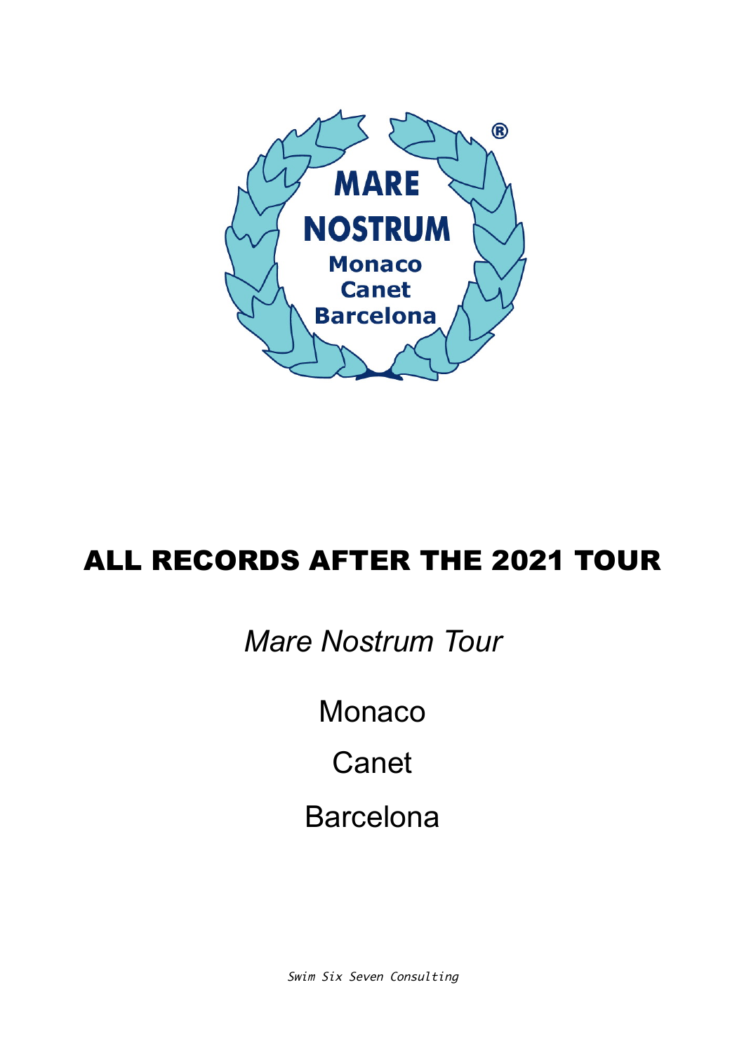MARE NOSTRUM

Monaco

Canet

Barcelona

# ALL RECORDS AFTER THE 2021 TOUR

*Mare Nostrum Tour*

Monaco

Canet

Barcelona

*Swim Six Seven Consulting*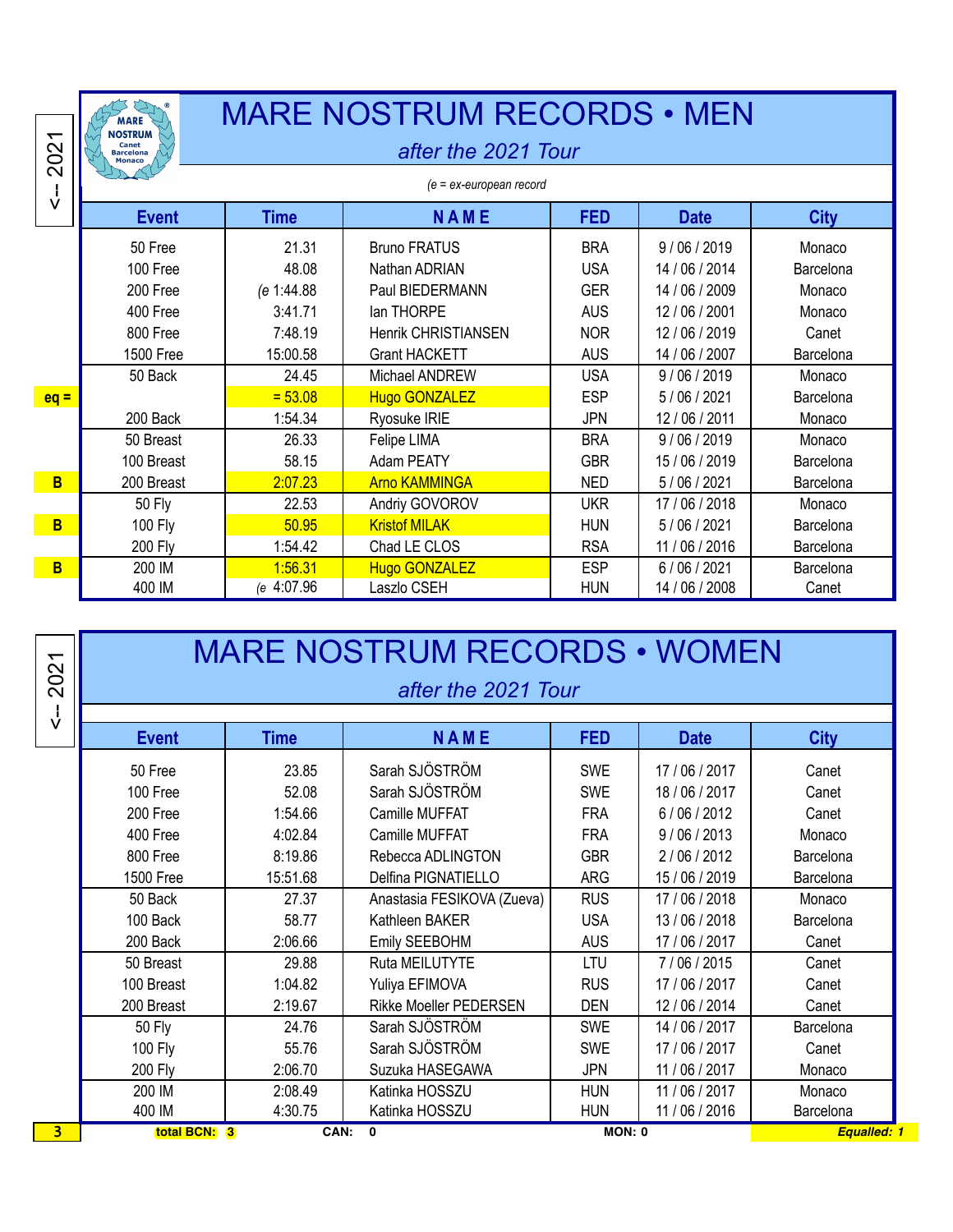<-- 2021

# MARE NOSTRUM RECORDS • MEN

*after the 2021 Tour*

*(e = ex-european record*

| | Event | Time | NAME | FED | Date | City |
|---|---|---|---|---|---|---|
| | 50 Free | 21.31 | Bruno FRATUS | BRA | 9 / 06 / 2019 | Monaco |
| | 100 Free | 48.08 | Nathan ADRIAN | USA | 14 / 06 / 2014 | Barcelona |
| | 200 Free | (e 1:44.88 | Paul BIEDERMANN | GER | 14 / 06 / 2009 | Monaco |
| | 400 Free | 3:41.71 | Ian THORPE | AUS | 12 / 06 / 2001 | Monaco |
| | 800 Free | 7:48.19 | Henrik CHRISTIANSEN | NOR | 12 / 06 / 2019 | Canet |
| | 1500 Free | 15:00.58 | Grant HACKETT | AUS | 14 / 06 / 2007 | Barcelona |
| | 50 Back | 24.45 | Michael ANDREW | USA | 9 / 06 / 2019 | Monaco |
| eq = | | = 53.08 | Hugo GONZALEZ | ESP | 5 / 06 / 2021 | Barcelona |
| | 200 Back | 1:54.34 | Ryosuke IRIE | JPN | 12 / 06 / 2011 | Monaco |
| | 50 Breast | 26.33 | Felipe LIMA | BRA | 9 / 06 / 2019 | Monaco |
| | 100 Breast | 58.15 | Adam PEATY | GBR | 15 / 06 / 2019 | Barcelona |
| B | 200 Breast | 2:07.23 | Arno KAMMINGA | NED | 5 / 06 / 2021 | Barcelona |
| | 50 Fly | 22.53 | Andriy GOVOROV | UKR | 17 / 06 / 2018 | Monaco |
| B | 100 Fly | 50.95 | Kristof MILAK | HUN | 5 / 06 / 2021 | Barcelona |
| | 200 Fly | 1:54.42 | Chad LE CLOS | RSA | 11 / 06 / 2016 | Barcelona |
| B | 200 IM | 1:56.31 | Hugo GONZALEZ | ESP | 6 / 06 / 2021 | Barcelona |
| | 400 IM | (e 4:07.96 | Laszlo CSEH | HUN | 14 / 06 / 2008 | Canet |

<-- 2021

# MARE NOSTRUM RECORDS • WOMEN

*after the 2021 Tour*

| Event | Time | NAME | FED | Date | City |
|---|---|---|---|---|---|
| 50 Free | 23.85 | Sarah SJÖSTRÖM | SWE | 17 / 06 / 2017 | Canet |
| 100 Free | 52.08 | Sarah SJÖSTRÖM | SWE | 18 / 06 / 2017 | Canet |
| 200 Free | 1:54.66 | Camille MUFFAT | FRA | 6 / 06 / 2012 | Canet |
| 400 Free | 4:02.84 | Camille MUFFAT | FRA | 9 / 06 / 2013 | Monaco |
| 800 Free | 8:19.86 | Rebecca ADLINGTON | GBR | 2 / 06 / 2012 | Barcelona |
| 1500 Free | 15:51.68 | Delfina PIGNATIELLO | ARG | 15 / 06 / 2019 | Barcelona |
| 50 Back | 27.37 | Anastasia FESIKOVA (Zueva) | RUS | 17 / 06 / 2018 | Monaco |
| 100 Back | 58.77 | Kathleen BAKER | USA | 13 / 06 / 2018 | Barcelona |
| 200 Back | 2:06.66 | Emily SEEBOHM | AUS | 17 / 06 / 2017 | Canet |
| 50 Breast | 29.88 | Ruta MEILUTYTE | LTU | 7 / 06 / 2015 | Canet |
| 100 Breast | 1:04.82 | Yuliya EFIMOVA | RUS | 17 / 06 / 2017 | Canet |
| 200 Breast | 2:19.67 | Rikke Moeller PEDERSEN | DEN | 12 / 06 / 2014 | Canet |
| 50 Fly | 24.76 | Sarah SJÖSTRÖM | SWE | 14 / 06 / 2017 | Barcelona |
| 100 Fly | 55.76 | Sarah SJÖSTRÖM | SWE | 17 / 06 / 2017 | Canet |
| 200 Fly | 2:06.70 | Suzuka HASEGAWA | JPN | 11 / 06 / 2017 | Monaco |
| 200 IM | 2:08.49 | Katinka HOSSZU | HUN | 11 / 06 / 2017 | Monaco |
| 400 IM | 4:30.75 | Katinka HOSSZU | HUN | 11 / 06 / 2016 | Barcelona |

**3** **total BCN: 3** **CAN: 0** **MON: 0** ***Equalled: 1***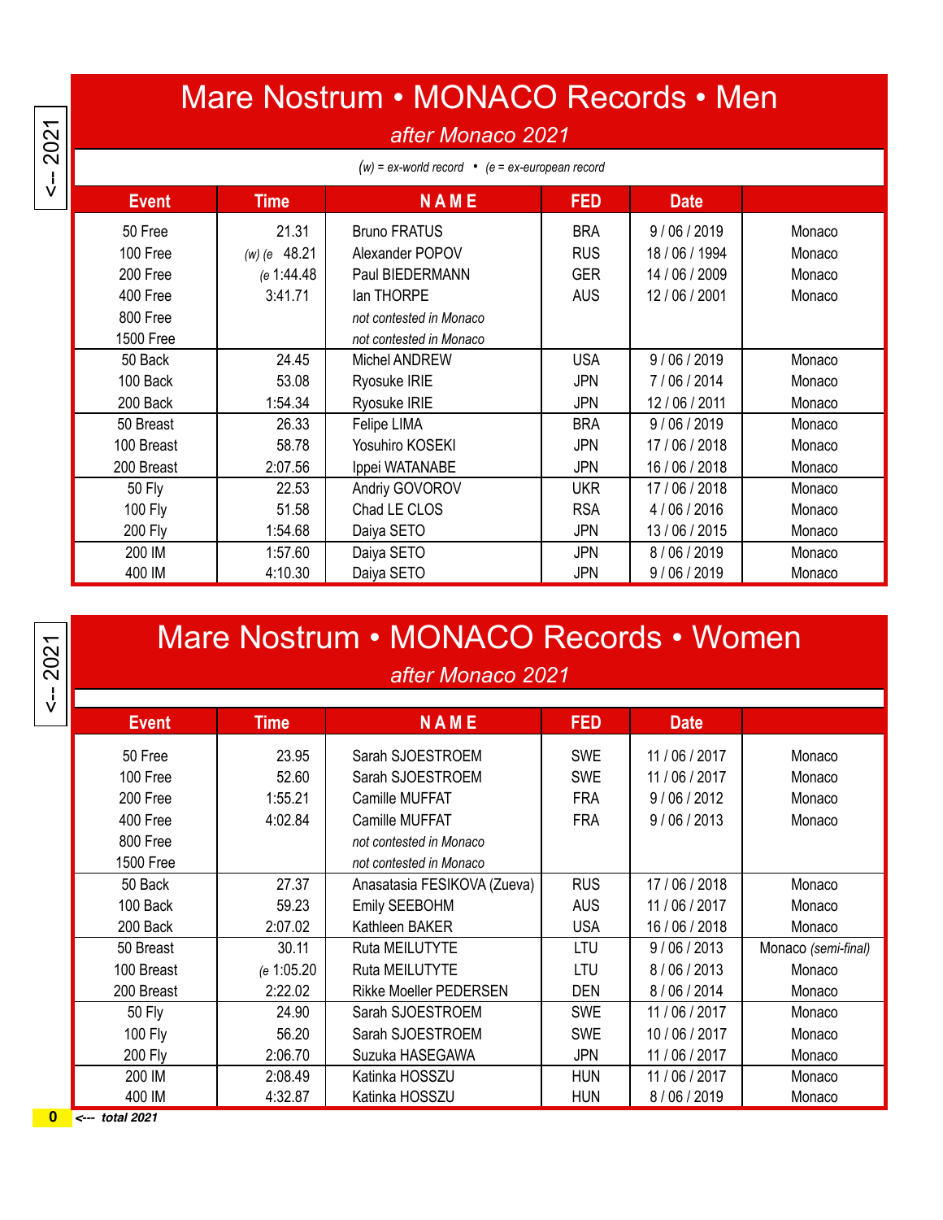<-- 2021

# Mare Nostrum • MONACO Records • Men

*after Monaco 2021*

*(w) = ex-world record • (e = ex-european record*

| Event | Time | N A M E | FED | Date | |
|---|---|---|---|---|---|
| 50 Free | 21.31 | Bruno FRATUS | BRA | 9 / 06 / 2019 | Monaco |
| 100 Free | *(w) (e* 48.21 | Alexander POPOV | RUS | 18 / 06 / 1994 | Monaco |
| 200 Free | *(e* 1:44.48 | Paul BIEDERMANN | GER | 14 / 06 / 2009 | Monaco |
| 400 Free | 3:41.71 | Ian THORPE | AUS | 12 / 06 / 2001 | Monaco |
| 800 Free | | *not contested in Monaco* | | | |
| 1500 Free | | *not contested in Monaco* | | | |
| 50 Back | 24.45 | Michel ANDREW | USA | 9 / 06 / 2019 | Monaco |
| 100 Back | 53.08 | Ryosuke IRIE | JPN | 7 / 06 / 2014 | Monaco |
| 200 Back | 1:54.34 | Ryosuke IRIE | JPN | 12 / 06 / 2011 | Monaco |
| 50 Breast | 26.33 | Felipe LIMA | BRA | 9 / 06 / 2019 | Monaco |
| 100 Breast | 58.78 | Yosuhiro KOSEKI | JPN | 17 / 06 / 2018 | Monaco |
| 200 Breast | 2:07.56 | Ippei WATANABE | JPN | 16 / 06 / 2018 | Monaco |
| 50 Fly | 22.53 | Andriy GOVOROV | UKR | 17 / 06 / 2018 | Monaco |
| 100 Fly | 51.58 | Chad LE CLOS | RSA | 4 / 06 / 2016 | Monaco |
| 200 Fly | 1:54.68 | Daiya SETO | JPN | 13 / 06 / 2015 | Monaco |
| 200 IM | 1:57.60 | Daiya SETO | JPN | 8 / 06 / 2019 | Monaco |
| 400 IM | 4:10.30 | Daiya SETO | JPN | 9 / 06 / 2019 | Monaco |

<-- 2021

# Mare Nostrum • MONACO Records • Women

*after Monaco 2021*

| Event | Time | N A M E | FED | Date | |
|---|---|---|---|---|---|
| 50 Free | 23.95 | Sarah SJOESTROEM | SWE | 11 / 06 / 2017 | Monaco |
| 100 Free | 52.60 | Sarah SJOESTROEM | SWE | 11 / 06 / 2017 | Monaco |
| 200 Free | 1:55.21 | Camille MUFFAT | FRA | 9 / 06 / 2012 | Monaco |
| 400 Free | 4:02.84 | Camille MUFFAT | FRA | 9 / 06 / 2013 | Monaco |
| 800 Free | | *not contested in Monaco* | | | |
| 1500 Free | | *not contested in Monaco* | | | |
| 50 Back | 27.37 | Anasatasia FESIKOVA (Zueva) | RUS | 17 / 06 / 2018 | Monaco |
| 100 Back | 59.23 | Emily SEEBOHM | AUS | 11 / 06 / 2017 | Monaco |
| 200 Back | 2:07.02 | Kathleen BAKER | USA | 16 / 06 / 2018 | Monaco |
| 50 Breast | 30.11 | Ruta MEILUTYTE | LTU | 9 / 06 / 2013 | Monaco *(semi-final)* |
| 100 Breast | *(e* 1:05.20 | Ruta MEILUTYTE | LTU | 8 / 06 / 2013 | Monaco |
| 200 Breast | 2:22.02 | Rikke Moeller PEDERSEN | DEN | 8 / 06 / 2014 | Monaco |
| 50 Fly | 24.90 | Sarah SJOESTROEM | SWE | 11 / 06 / 2017 | Monaco |
| 100 Fly | 56.20 | Sarah SJOESTROEM | SWE | 10 / 06 / 2017 | Monaco |
| 200 Fly | 2:06.70 | Suzuka HASEGAWA | JPN | 11 / 06 / 2017 | Monaco |
| 200 IM | 2:08.49 | Katinka HOSSZU | HUN | 11 / 06 / 2017 | Monaco |
| 400 IM | 4:32.87 | Katinka HOSSZU | HUN | 8 / 06 / 2019 | Monaco |

**0** ***<--- total 2021***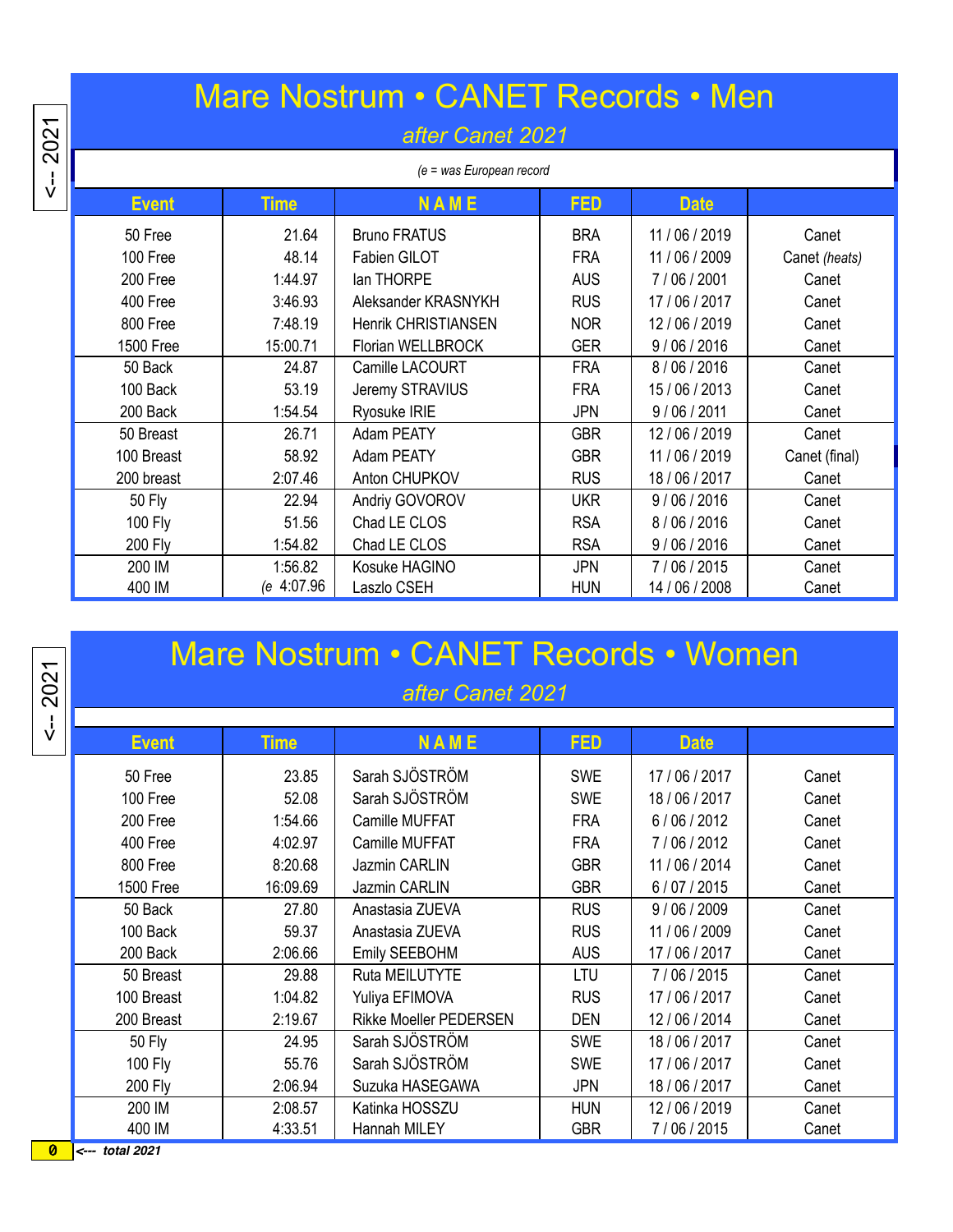<-- 2021

# Mare Nostrum • CANET Records • Men

*after Canet 2021*

*(e = was European record*

| Event | Time | N A M E | FED | Date | |
|---|---|---|---|---|---|
| 50 Free | 21.64 | Bruno FRATUS | BRA | 11 / 06 / 2019 | Canet |
| 100 Free | 48.14 | Fabien GILOT | FRA | 11 / 06 / 2009 | Canet *(heats)* |
| 200 Free | 1:44.97 | Ian THORPE | AUS | 7 / 06 / 2001 | Canet |
| 400 Free | 3:46.93 | Aleksander KRASNYKH | RUS | 17 / 06 / 2017 | Canet |
| 800 Free | 7:48.19 | Henrik CHRISTIANSEN | NOR | 12 / 06 / 2019 | Canet |
| 1500 Free | 15:00.71 | Florian WELLBROCK | GER | 9 / 06 / 2016 | Canet |
| 50 Back | 24.87 | Camille LACOURT | FRA | 8 / 06 / 2016 | Canet |
| 100 Back | 53.19 | Jeremy STRAVIUS | FRA | 15 / 06 / 2013 | Canet |
| 200 Back | 1:54.54 | Ryosuke IRIE | JPN | 9 / 06 / 2011 | Canet |
| 50 Breast | 26.71 | Adam PEATY | GBR | 12 / 06 / 2019 | Canet |
| 100 Breast | 58.92 | Adam PEATY | GBR | 11 / 06 / 2019 | Canet (final) |
| 200 breast | 2:07.46 | Anton CHUPKOV | RUS | 18 / 06 / 2017 | Canet |
| 50 Fly | 22.94 | Andriy GOVOROV | UKR | 9 / 06 / 2016 | Canet |
| 100 Fly | 51.56 | Chad LE CLOS | RSA | 8 / 06 / 2016 | Canet |
| 200 Fly | 1:54.82 | Chad LE CLOS | RSA | 9 / 06 / 2016 | Canet |
| 200 IM | 1:56.82 | Kosuke HAGINO | JPN | 7 / 06 / 2015 | Canet |
| 400 IM | (e 4:07.96 | Laszlo CSEH | HUN | 14 / 06 / 2008 | Canet |

<-- 2021

# Mare Nostrum • CANET Records • Women

*after Canet 2021*

| Event | Time | N A M E | FED | Date | |
|---|---|---|---|---|---|
| 50 Free | 23.85 | Sarah SJÖSTRÖM | SWE | 17 / 06 / 2017 | Canet |
| 100 Free | 52.08 | Sarah SJÖSTRÖM | SWE | 18 / 06 / 2017 | Canet |
| 200 Free | 1:54.66 | Camille MUFFAT | FRA | 6 / 06 / 2012 | Canet |
| 400 Free | 4:02.97 | Camille MUFFAT | FRA | 7 / 06 / 2012 | Canet |
| 800 Free | 8:20.68 | Jazmin CARLIN | GBR | 11 / 06 / 2014 | Canet |
| 1500 Free | 16:09.69 | Jazmin CARLIN | GBR | 6 / 07 / 2015 | Canet |
| 50 Back | 27.80 | Anastasia ZUEVA | RUS | 9 / 06 / 2009 | Canet |
| 100 Back | 59.37 | Anastasia ZUEVA | RUS | 11 / 06 / 2009 | Canet |
| 200 Back | 2:06.66 | Emily SEEBOHM | AUS | 17 / 06 / 2017 | Canet |
| 50 Breast | 29.88 | Ruta MEILUTYTE | LTU | 7 / 06 / 2015 | Canet |
| 100 Breast | 1:04.82 | Yuliya EFIMOVA | RUS | 17 / 06 / 2017 | Canet |
| 200 Breast | 2:19.67 | Rikke Moeller PEDERSEN | DEN | 12 / 06 / 2014 | Canet |
| 50 Fly | 24.95 | Sarah SJÖSTRÖM | SWE | 18 / 06 / 2017 | Canet |
| 100 Fly | 55.76 | Sarah SJÖSTRÖM | SWE | 17 / 06 / 2017 | Canet |
| 200 Fly | 2:06.94 | Suzuka HASEGAWA | JPN | 18 / 06 / 2017 | Canet |
| 200 IM | 2:08.57 | Katinka HOSSZU | HUN | 12 / 06 / 2019 | Canet |
| 400 IM | 4:33.51 | Hannah MILEY | GBR | 7 / 06 / 2015 | Canet |

**0** *<--- total 2021*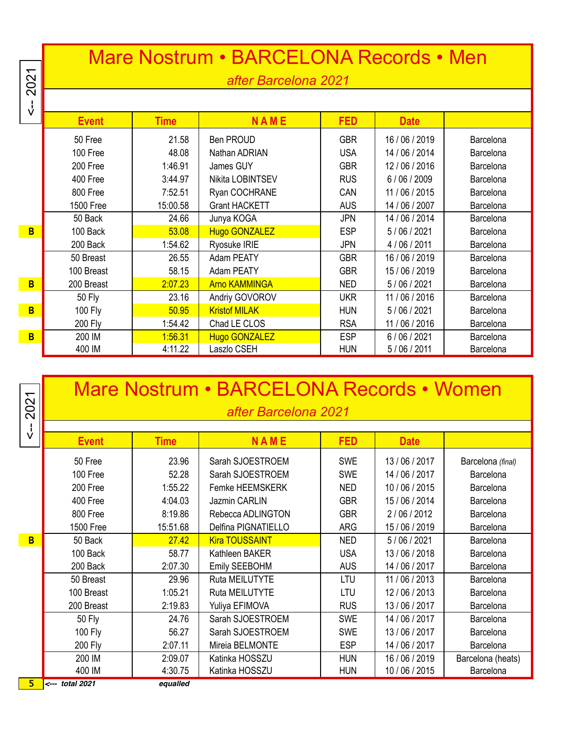<-- 2021

# Mare Nostrum • BARCELONA Records • Men

*after Barcelona 2021*

| | Event | Time | N A M E | FED | Date | |
|---|---|---|---|---|---|---|
| | 50 Free | 21.58 | Ben PROUD | GBR | 16 / 06 / 2019 | Barcelona |
| | 100 Free | 48.08 | Nathan ADRIAN | USA | 14 / 06 / 2014 | Barcelona |
| | 200 Free | 1:46.91 | James GUY | GBR | 12 / 06 / 2016 | Barcelona |
| | 400 Free | 3:44.97 | Nikita LOBINTSEV | RUS | 6 / 06 / 2009 | Barcelona |
| | 800 Free | 7:52.51 | Ryan COCHRANE | CAN | 11 / 06 / 2015 | Barcelona |
| | 1500 Free | 15:00.58 | Grant HACKETT | AUS | 14 / 06 / 2007 | Barcelona |
| | 50 Back | 24.66 | Junya KOGA | JPN | 14 / 06 / 2014 | Barcelona |
| B | 100 Back | 53.08 | Hugo GONZALEZ | ESP | 5 / 06 / 2021 | Barcelona |
| | 200 Back | 1:54.62 | Ryosuke IRIE | JPN | 4 / 06 / 2011 | Barcelona |
| | 50 Breast | 26.55 | Adam PEATY | GBR | 16 / 06 / 2019 | Barcelona |
| | 100 Breast | 58.15 | Adam PEATY | GBR | 15 / 06 / 2019 | Barcelona |
| B | 200 Breast | 2:07.23 | Arno KAMMINGA | NED | 5 / 06 / 2021 | Barcelona |
| | 50 Fly | 23.16 | Andriy GOVOROV | UKR | 11 / 06 / 2016 | Barcelona |
| B | 100 Fly | 50.95 | Kristof MILAK | HUN | 5 / 06 / 2021 | Barcelona |
| | 200 Fly | 1:54.42 | Chad LE CLOS | RSA | 11 / 06 / 2016 | Barcelona |
| B | 200 IM | 1:56.31 | Hugo GONZALEZ | ESP | 6 / 06 / 2021 | Barcelona |
| | 400 IM | 4:11.22 | Laszlo CSEH | HUN | 5 / 06 / 2011 | Barcelona |

<-- 2021

# Mare Nostrum • BARCELONA Records • Women

*after Barcelona 2021*

| | Event | Time | N A M E | FED | Date | |
|---|---|---|---|---|---|---|
| | 50 Free | 23.96 | Sarah SJOESTROEM | SWE | 13 / 06 / 2017 | Barcelona *(final)* |
| | 100 Free | 52.28 | Sarah SJOESTROEM | SWE | 14 / 06 / 2017 | Barcelona |
| | 200 Free | 1:55.22 | Femke HEEMSKERK | NED | 10 / 06 / 2015 | Barcelona |
| | 400 Free | 4:04.03 | Jazmin CARLIN | GBR | 15 / 06 / 2014 | Barcelona |
| | 800 Free | 8:19.86 | Rebecca ADLINGTON | GBR | 2 / 06 / 2012 | Barcelona |
| | 1500 Free | 15:51.68 | Delfina PIGNATIELLO | ARG | 15 / 06 / 2019 | Barcelona |
| B | 50 Back | 27.42 | Kira TOUSSAINT | NED | 5 / 06 / 2021 | Barcelona |
| | 100 Back | 58.77 | Kathleen BAKER | USA | 13 / 06 / 2018 | Barcelona |
| | 200 Back | 2:07.30 | Emily SEEBOHM | AUS | 14 / 06 / 2017 | Barcelona |
| | 50 Breast | 29.96 | Ruta MEILUTYTE | LTU | 11 / 06 / 2013 | Barcelona |
| | 100 Breast | 1:05.21 | Ruta MEILUTYTE | LTU | 12 / 06 / 2013 | Barcelona |
| | 200 Breast | 2:19.83 | Yuliya EFIMOVA | RUS | 13 / 06 / 2017 | Barcelona |
| | 50 Fly | 24.76 | Sarah SJOESTROEM | SWE | 14 / 06 / 2017 | Barcelona |
| | 100 Fly | 56.27 | Sarah SJOESTROEM | SWE | 13 / 06 / 2017 | Barcelona |
| | 200 Fly | 2:07.11 | Mireia BELMONTE | ESP | 14 / 06 / 2017 | Barcelona |
| | 200 IM | 2:09.07 | Katinka HOSSZU | HUN | 16 / 06 / 2019 | Barcelona (heats) |
| | 400 IM | 4:30.75 | Katinka HOSSZU | HUN | 10 / 06 / 2015 | Barcelona |

**5** *<--- total 2021* *equalled*